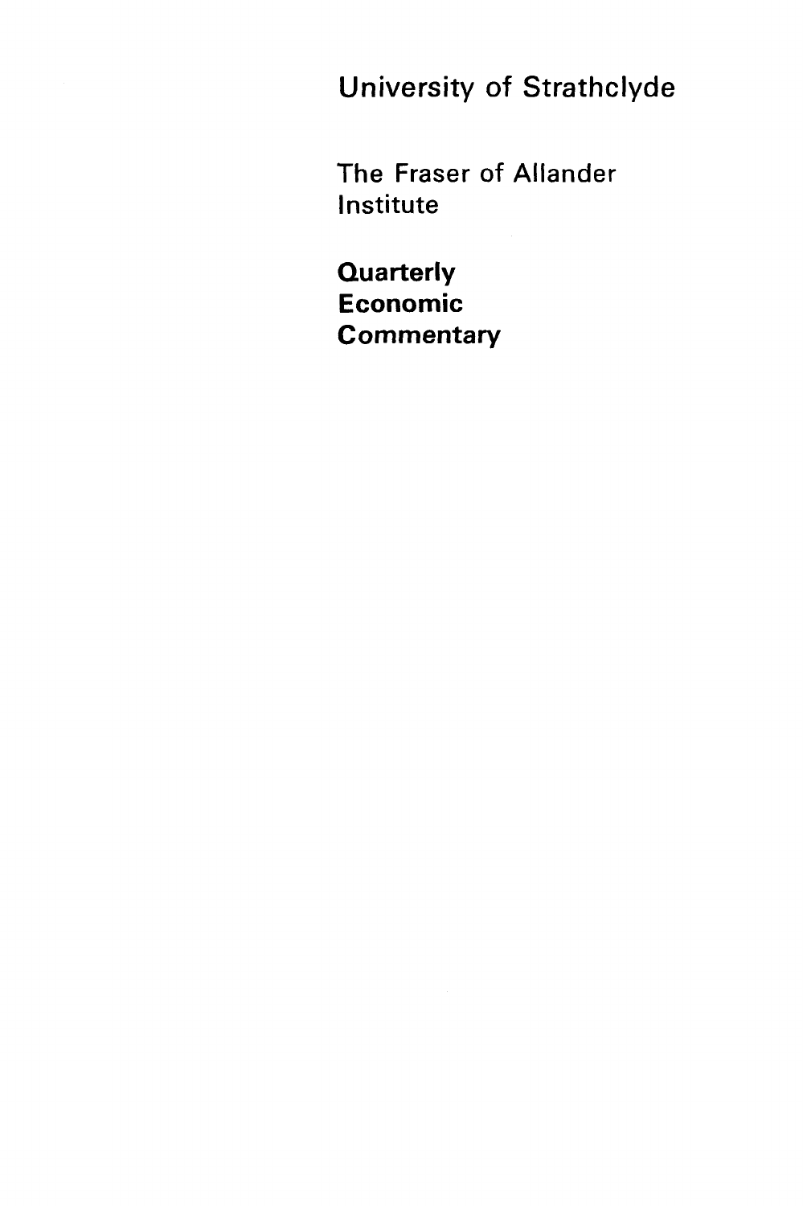University of Strathclyde

The Fraser of Allander Institute

**Quarterly Economic Commentary**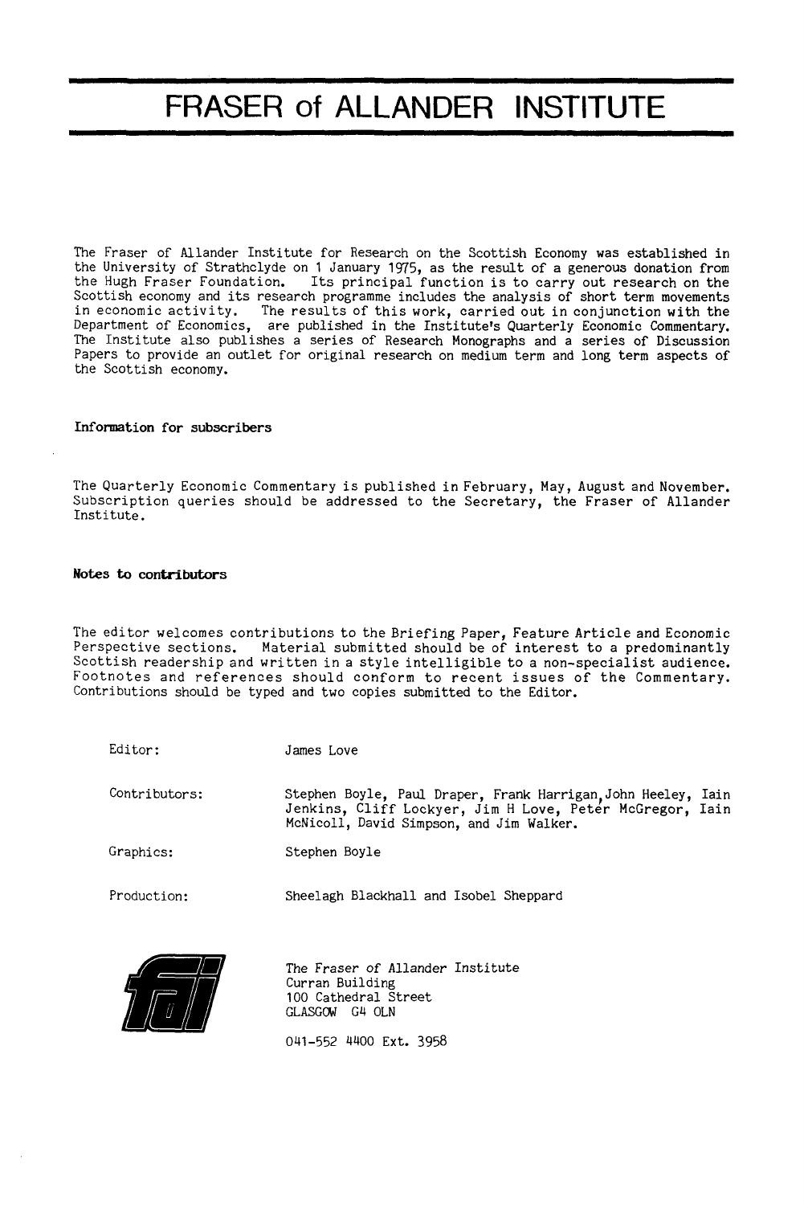# FRASER of ALLANDER INSTITUTE

The Fraser of Allander Institute for Research on the Scottish Economy was established in the University of Strathclyde on 1 January 1975, as the result of a generous donation from the Hugh Fraser Foundation. Its principal function is to carry out research on the Scottish economy and its research programme includes the analysis of short term movements in economic activity. The results of this work, carried out in conjunction with the Department of Economics, are published in the Institute's Quarterly Economic Commentary. The Institute also publishes a series of Research Monographs and a series of Discussion Papers to provide an outlet for original research on medium term and long term aspects of the Scottish economy.

**Information for subscribers**

The Quarterly Economic Commentary is published in February, May, August and November. Subscription queries should be addressed to the Secretary, the Fraser of Allander Institute.

**Notes to contributors**

The editor welcomes contributions to the Briefing Paper, Feature Article and Economic Perspective sections. Material submitted should be of interest to a predominantly Scottish readership and written in a style intelligible to a non-specialist audience. Footnotes and references should conform to recent issues of the Commentary. Contributions should be typed and two copies submitted to the Editor.

Editor: James Love

Contributors: Stephen Boyle, Paul Draper, Frank Harrigan, John Heeley, Iain Jenkins, Cliff Lockyer, Jim H Love, Peter McGregor, Iain McNicoll, David Simpson, and Jim Walker.

Graphics: Stephen Boyle

Production: Sheelagh Blackhall and Isobel Sheppard

The Fraser of Allander Institute
Curran Building
100 Cathedral Street
GLASGOW G4 0LN

041-552 4400 Ext. 3958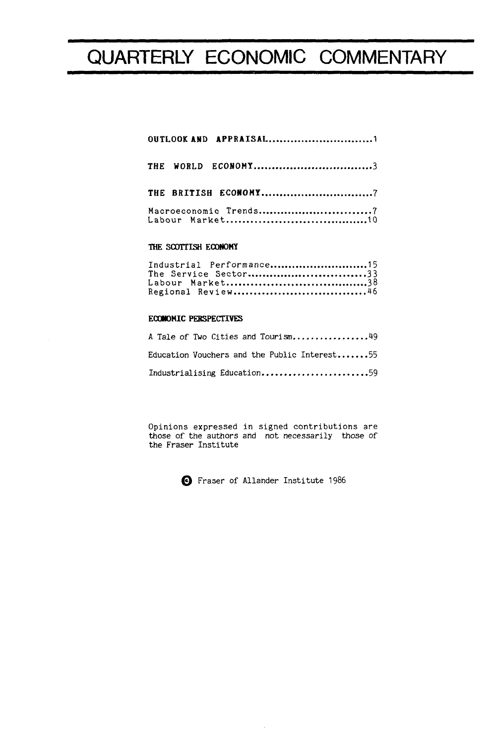# QUARTERLY ECONOMIC COMMENTARY

**OUTLOOK AND APPRAISAL**..............................1

**THE WORLD ECONOMY**..................................3

**THE BRITISH ECONOMY**................................7

Macroeconomic Trends...............................7
Labour Market......................................10

**THE SCOTTISH ECONOMY**

Industrial Performance.............................15
The Service Sector.................................33
Labour Market......................................38
Regional Review....................................46

**ECONOMIC PERSPECTIVES**

A Tale of Two Cities and Tourism...................49

Education Vouchers and the Public Interest.........55

Industrialising Education..........................59

Opinions expressed in signed contributions are those of the authors and not necessarily those of the Fraser Institute

© Fraser of Allander Institute 1986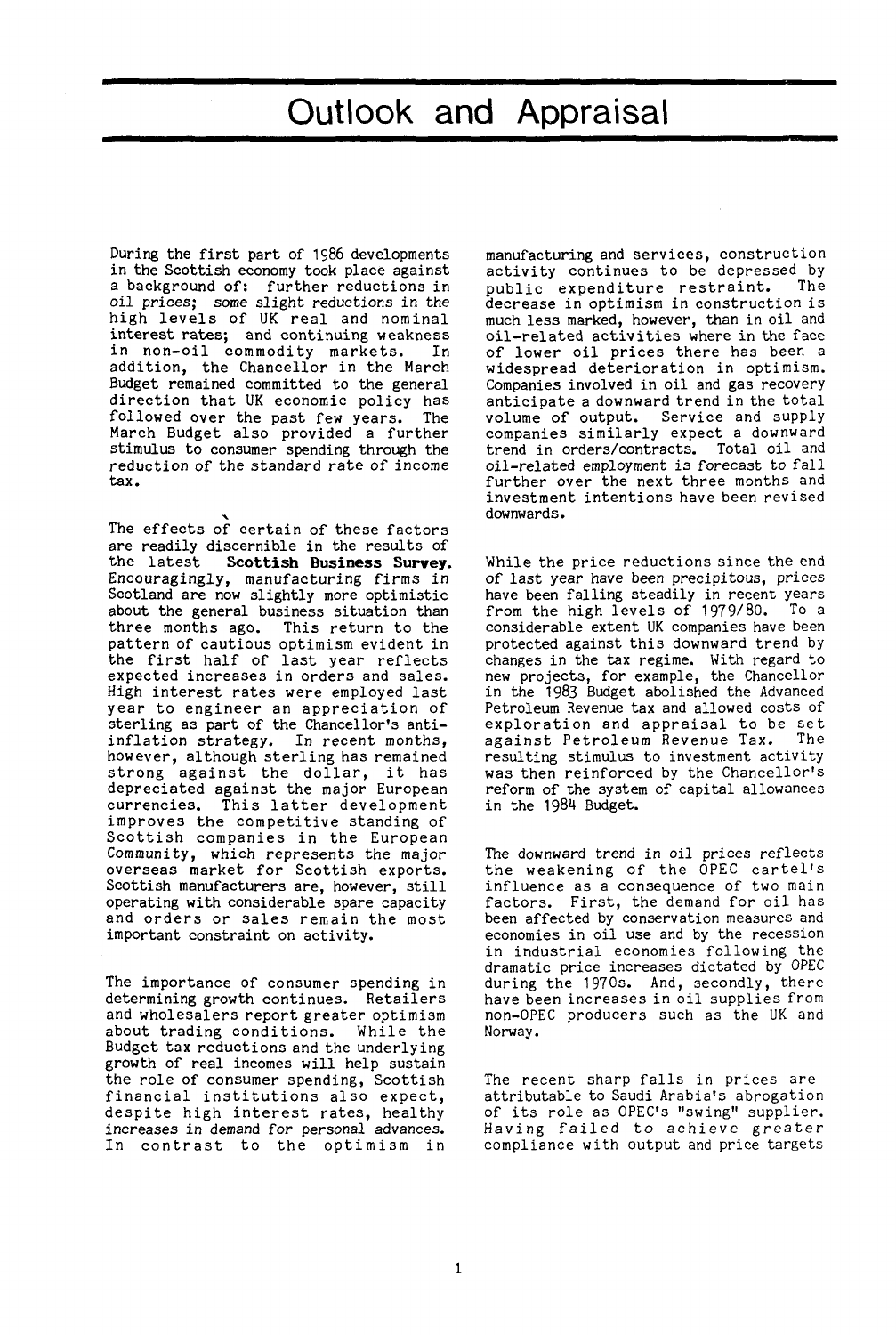# Outlook and Appraisal

During the first part of 1986 developments in the Scottish economy took place against a background of: further reductions in oil prices; some slight reductions in the high levels of UK real and nominal interest rates; and continuing weakness in non-oil commodity markets. In addition, the Chancellor in the March Budget remained committed to the general direction that UK economic policy has followed over the past few years. The March Budget also provided a further stimulus to consumer spending through the reduction of the standard rate of income tax.

The effects of certain of these factors are readily discernible in the results of the latest **Scottish Business Survey.** Encouragingly, manufacturing firms in Scotland are now slightly more optimistic about the general business situation than three months ago. This return to the pattern of cautious optimism evident in the first half of last year reflects expected increases in orders and sales. High interest rates were employed last year to engineer an appreciation of sterling as part of the Chancellor's anti-inflation strategy. In recent months, however, although sterling has remained strong against the dollar, it has depreciated against the major European currencies. This latter development improves the competitive standing of Scottish companies in the European Community, which represents the major overseas market for Scottish exports. Scottish manufacturers are, however, still operating with considerable spare capacity and orders or sales remain the most important constraint on activity.

The importance of consumer spending in determining growth continues. Retailers and wholesalers report greater optimism about trading conditions. While the Budget tax reductions and the underlying growth of real incomes will help sustain the role of consumer spending, Scottish financial institutions also expect, despite high interest rates, healthy increases in demand for personal advances. In contrast to the optimism in manufacturing and services, construction activity continues to be depressed by public expenditure restraint. The decrease in optimism in construction is much less marked, however, than in oil and oil-related activities where in the face of lower oil prices there has been a widespread deterioration in optimism. Companies involved in oil and gas recovery anticipate a downward trend in the total volume of output. Service and supply companies similarly expect a downward trend in orders/contracts. Total oil and oil-related employment is forecast to fall further over the next three months and investment intentions have been revised downwards.

While the price reductions since the end of last year have been precipitous, prices have been falling steadily in recent years from the high levels of 1979/80. To a considerable extent UK companies have been protected against this downward trend by changes in the tax regime. With regard to new projects, for example, the Chancellor in the 1983 Budget abolished the Advanced Petroleum Revenue tax and allowed costs of exploration and appraisal to be set against Petroleum Revenue Tax. The resulting stimulus to investment activity was then reinforced by the Chancellor's reform of the system of capital allowances in the 1984 Budget.

The downward trend in oil prices reflects the weakening of the OPEC cartel's influence as a consequence of two main factors. First, the demand for oil has been affected by conservation measures and economies in oil use and by the recession in industrial economies following the dramatic price increases dictated by OPEC during the 1970s. And, secondly, there have been increases in oil supplies from non-OPEC producers such as the UK and Norway.

The recent sharp falls in prices are attributable to Saudi Arabia's abrogation of its role as OPEC's "swing" supplier. Having failed to achieve greater compliance with output and price targets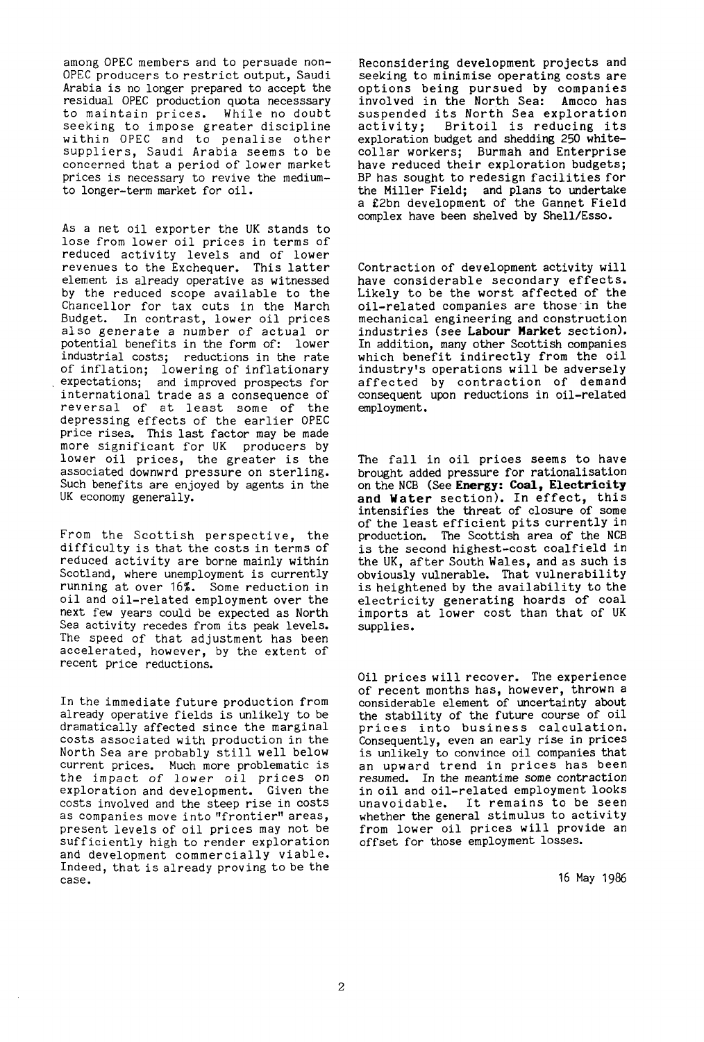among OPEC members and to persuade non-OPEC producers to restrict output, Saudi Arabia is no longer prepared to accept the residual OPEC production quota necesssary to maintain prices. While no doubt seeking to impose greater discipline within OPEC and to penalise other suppliers, Saudi Arabia seems to be concerned that a period of lower market prices is necessary to revive the medium-to longer-term market for oil.

As a net oil exporter the UK stands to lose from lower oil prices in terms of reduced activity levels and of lower revenues to the Exchequer. This latter element is already operative as witnessed by the reduced scope available to the Chancellor for tax cuts in the March Budget. In contrast, lower oil prices also generate a number of actual or potential benefits in the form of: lower industrial costs; reductions in the rate of inflation; lowering of inflationary expectations; and improved prospects for international trade as a consequence of reversal of at least some of the depressing effects of the earlier OPEC price rises. This last factor may be made more significant for UK producers by lower oil prices, the greater is the associated downwrd pressure on sterling. Such benefits are enjoyed by agents in the UK economy generally.

From the Scottish perspective, the difficulty is that the costs in terms of reduced activity are borne mainly within Scotland, where unemployment is currently running at over 16%. Some reduction in oil and oil-related employment over the next few years could be expected as North Sea activity recedes from its peak levels. The speed of that adjustment has been accelerated, however, by the extent of recent price reductions.

In the immediate future production from already operative fields is unlikely to be dramatically affected since the marginal costs associated with production in the North Sea are probably still well below current prices. Much more problematic is the impact of lower oil prices on exploration and development. Given the costs involved and the steep rise in costs as companies move into "frontier" areas, present levels of oil prices may not be sufficiently high to render exploration and development commercially viable. Indeed, that is already proving to be the case.

Reconsidering development projects and seeking to minimise operating costs are options being pursued by companies involved in the North Sea: Amoco has suspended its North Sea exploration activity; Britoil is reducing its exploration budget and shedding 250 white-collar workers; Burmah and Enterprise have reduced their exploration budgets; BP has sought to redesign facilities for the Miller Field; and plans to undertake a £2bn development of the Gannet Field complex have been shelved by Shell/Esso.

Contraction of development activity will have considerable secondary effects. Likely to be the worst affected of the oil-related companies are those in the mechanical engineering and construction industries (see **Labour Market** section). In addition, many other Scottish companies which benefit indirectly from the oil industry's operations will be adversely affected by contraction of demand consequent upon reductions in oil-related employment.

The fall in oil prices seems to have brought added pressure for rationalisation on the NCB (See **Energy: Coal, Electricity and Water** section). In effect, this intensifies the threat of closure of some of the least efficient pits currently in production. The Scottish area of the NCB is the second highest-cost coalfield in the UK, after South Wales, and as such is obviously vulnerable. That vulnerability is heightened by the availability to the electricity generating hoards of coal imports at lower cost than that of UK supplies.

Oil prices will recover. The experience of recent months has, however, thrown a considerable element of uncertainty about the stability of the future course of oil prices into business calculation. Consequently, even an early rise in prices is unlikely to convince oil companies that an upward trend in prices has been resumed. In the meantime some contraction in oil and oil-related employment looks unavoidable. It remains to be seen whether the general stimulus to activity from lower oil prices will provide an offset for those employment losses.

16 May 1986